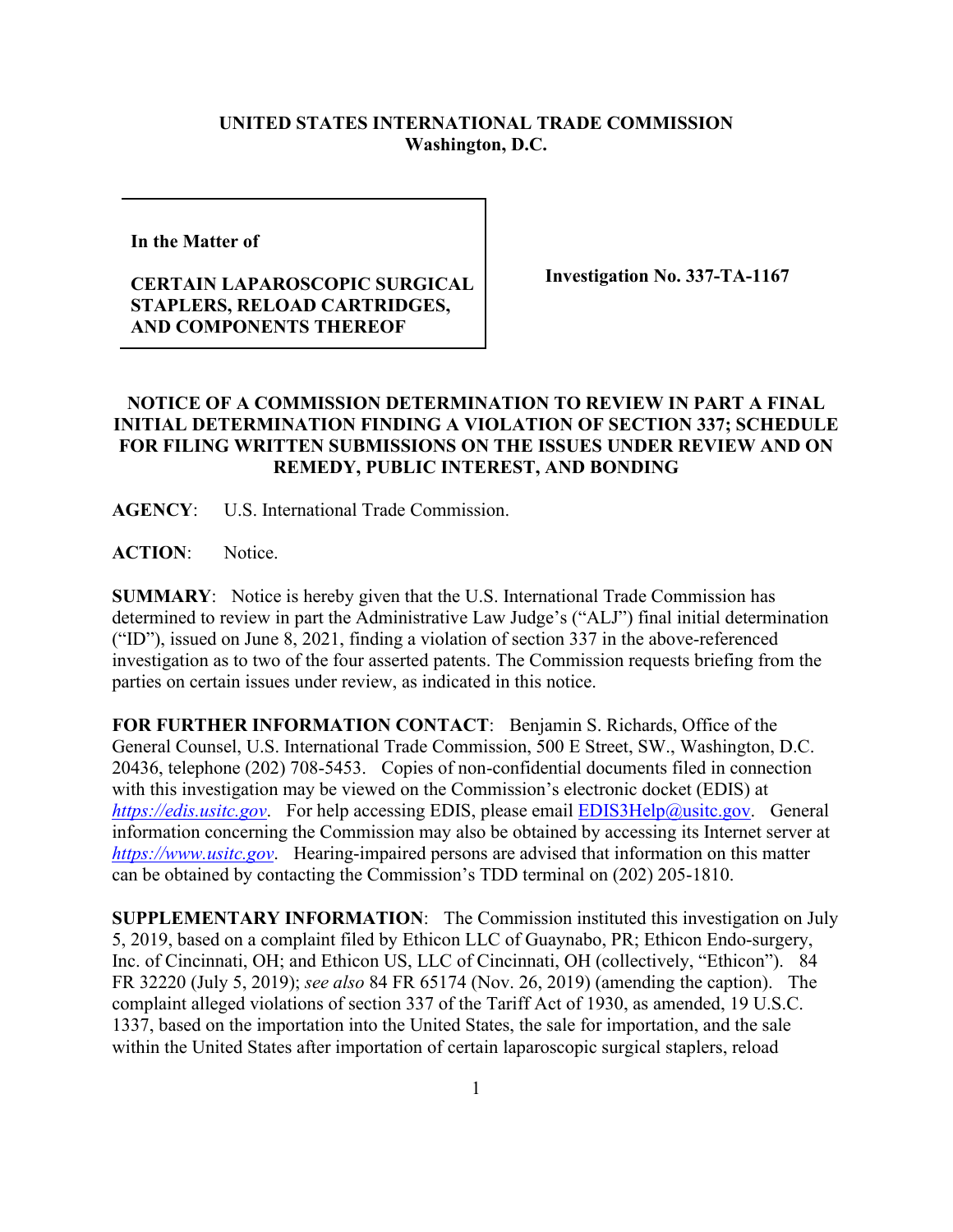**UNITED STATES INTERNATIONAL TRADE COMMISSION**
**Washington, D.C.**

| | |
|---|---|
| **In the Matter of**<br><br>**CERTAIN LAPAROSCOPIC SURGICAL STAPLERS, RELOAD CARTRIDGES, AND COMPONENTS THEREOF** | **Investigation No. 337-TA-1167** |

## NOTICE OF A COMMISSION DETERMINATION TO REVIEW IN PART A FINAL INITIAL DETERMINATION FINDING A VIOLATION OF SECTION 337; SCHEDULE FOR FILING WRITTEN SUBMISSIONS ON THE ISSUES UNDER REVIEW AND ON REMEDY, PUBLIC INTEREST, AND BONDING

**AGENCY**: U.S. International Trade Commission.

**ACTION**: Notice.

**SUMMARY**: Notice is hereby given that the U.S. International Trade Commission has determined to review in part the Administrative Law Judge's ("ALJ") final initial determination ("ID"), issued on June 8, 2021, finding a violation of section 337 in the above-referenced investigation as to two of the four asserted patents. The Commission requests briefing from the parties on certain issues under review, as indicated in this notice.

**FOR FURTHER INFORMATION CONTACT**: Benjamin S. Richards, Office of the General Counsel, U.S. International Trade Commission, 500 E Street, SW., Washington, D.C. 20436, telephone (202) 708-5453. Copies of non-confidential documents filed in connection with this investigation may be viewed on the Commission's electronic docket (EDIS) at *https://edis.usitc.gov*. For help accessing EDIS, please email EDIS3Help@usitc.gov. General information concerning the Commission may also be obtained by accessing its Internet server at *https://www.usitc.gov*. Hearing-impaired persons are advised that information on this matter can be obtained by contacting the Commission's TDD terminal on (202) 205-1810.

**SUPPLEMENTARY INFORMATION**: The Commission instituted this investigation on July 5, 2019, based on a complaint filed by Ethicon LLC of Guaynabo, PR; Ethicon Endo-surgery, Inc. of Cincinnati, OH; and Ethicon US, LLC of Cincinnati, OH (collectively, "Ethicon"). 84 FR 32220 (July 5, 2019); *see also* 84 FR 65174 (Nov. 26, 2019) (amending the caption). The complaint alleged violations of section 337 of the Tariff Act of 1930, as amended, 19 U.S.C. 1337, based on the importation into the United States, the sale for importation, and the sale within the United States after importation of certain laparoscopic surgical staplers, reload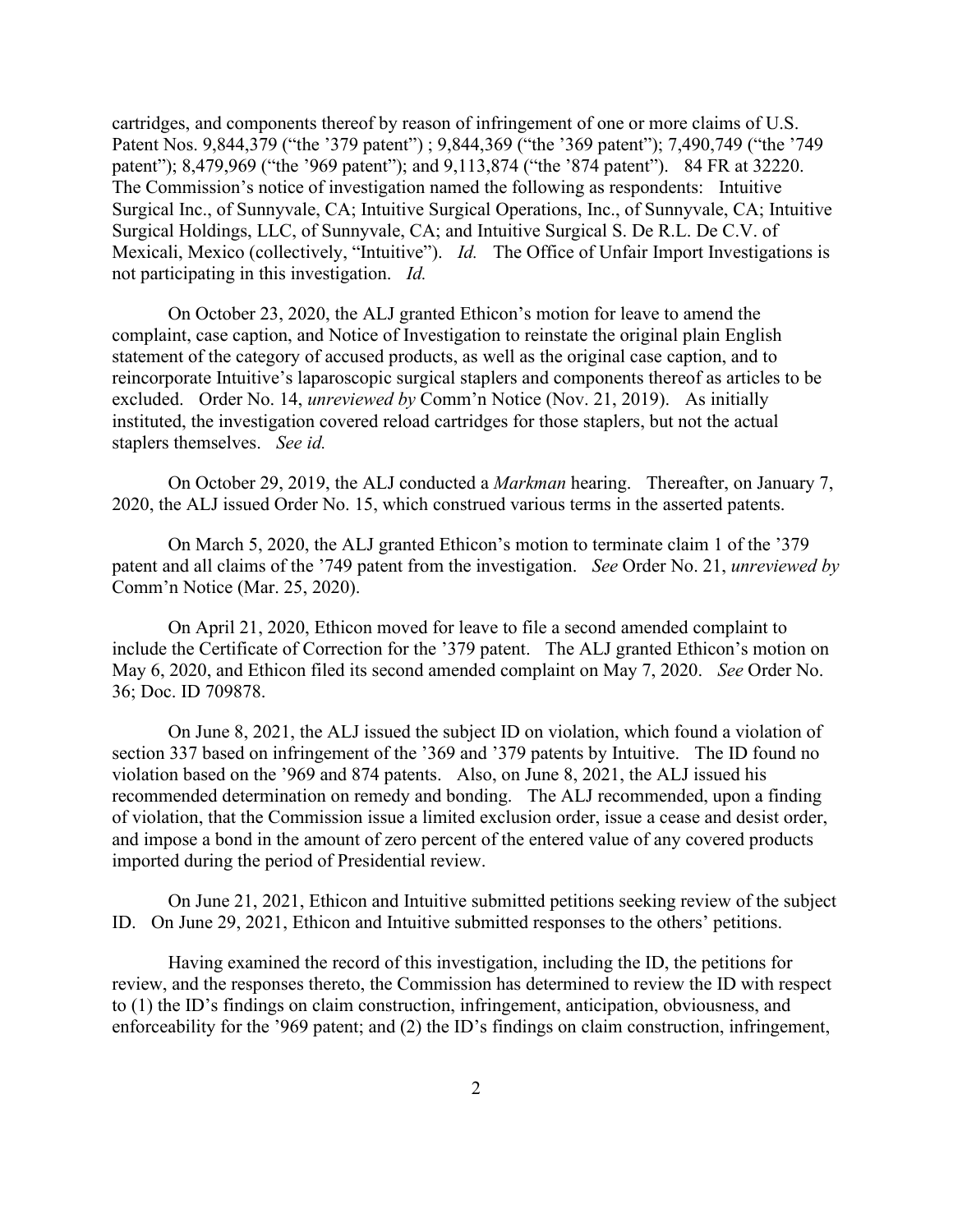cartridges, and components thereof by reason of infringement of one or more claims of U.S. Patent Nos. 9,844,379 ("the '379 patent") ; 9,844,369 ("the '369 patent"); 7,490,749 ("the '749 patent"); 8,479,969 ("the '969 patent"); and 9,113,874 ("the '874 patent"). 84 FR at 32220. The Commission's notice of investigation named the following as respondents: Intuitive Surgical Inc., of Sunnyvale, CA; Intuitive Surgical Operations, Inc., of Sunnyvale, CA; Intuitive Surgical Holdings, LLC, of Sunnyvale, CA; and Intuitive Surgical S. De R.L. De C.V. of Mexicali, Mexico (collectively, "Intuitive"). *Id.* The Office of Unfair Import Investigations is not participating in this investigation. *Id.*

On October 23, 2020, the ALJ granted Ethicon's motion for leave to amend the complaint, case caption, and Notice of Investigation to reinstate the original plain English statement of the category of accused products, as well as the original case caption, and to reincorporate Intuitive's laparoscopic surgical staplers and components thereof as articles to be excluded. Order No. 14, *unreviewed by* Comm'n Notice (Nov. 21, 2019). As initially instituted, the investigation covered reload cartridges for those staplers, but not the actual staplers themselves. *See id.*

On October 29, 2019, the ALJ conducted a *Markman* hearing. Thereafter, on January 7, 2020, the ALJ issued Order No. 15, which construed various terms in the asserted patents.

On March 5, 2020, the ALJ granted Ethicon's motion to terminate claim 1 of the '379 patent and all claims of the '749 patent from the investigation. *See* Order No. 21, *unreviewed by* Comm'n Notice (Mar. 25, 2020).

On April 21, 2020, Ethicon moved for leave to file a second amended complaint to include the Certificate of Correction for the '379 patent. The ALJ granted Ethicon's motion on May 6, 2020, and Ethicon filed its second amended complaint on May 7, 2020. *See* Order No. 36; Doc. ID 709878.

On June 8, 2021, the ALJ issued the subject ID on violation, which found a violation of section 337 based on infringement of the '369 and '379 patents by Intuitive. The ID found no violation based on the '969 and 874 patents. Also, on June 8, 2021, the ALJ issued his recommended determination on remedy and bonding. The ALJ recommended, upon a finding of violation, that the Commission issue a limited exclusion order, issue a cease and desist order, and impose a bond in the amount of zero percent of the entered value of any covered products imported during the period of Presidential review.

On June 21, 2021, Ethicon and Intuitive submitted petitions seeking review of the subject ID. On June 29, 2021, Ethicon and Intuitive submitted responses to the others' petitions.

Having examined the record of this investigation, including the ID, the petitions for review, and the responses thereto, the Commission has determined to review the ID with respect to (1) the ID's findings on claim construction, infringement, anticipation, obviousness, and enforceability for the '969 patent; and (2) the ID's findings on claim construction, infringement,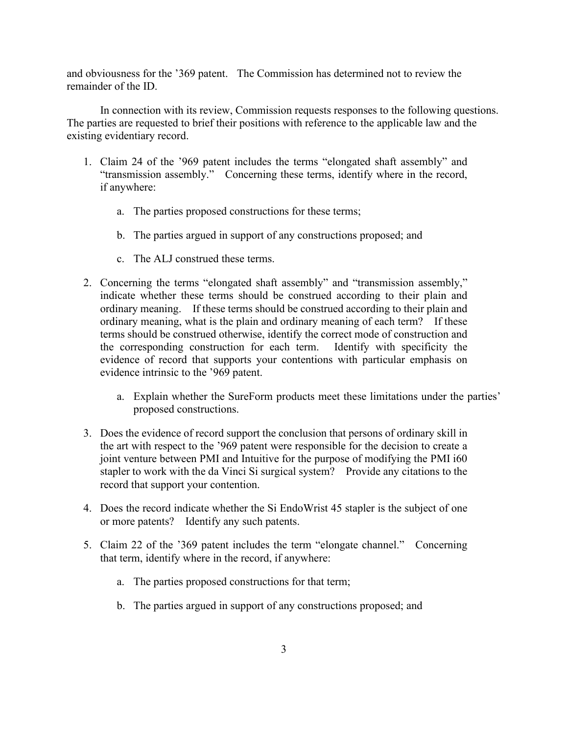and obviousness for the '369 patent. The Commission has determined not to review the remainder of the ID.

In connection with its review, Commission requests responses to the following questions. The parties are requested to brief their positions with reference to the applicable law and the existing evidentiary record.

1. Claim 24 of the '969 patent includes the terms "elongated shaft assembly" and "transmission assembly." Concerning these terms, identify where in the record, if anywhere:

    a. The parties proposed constructions for these terms;

    b. The parties argued in support of any constructions proposed; and

    c. The ALJ construed these terms.

2. Concerning the terms "elongated shaft assembly" and "transmission assembly," indicate whether these terms should be construed according to their plain and ordinary meaning. If these terms should be construed according to their plain and ordinary meaning, what is the plain and ordinary meaning of each term? If these terms should be construed otherwise, identify the correct mode of construction and the corresponding construction for each term. Identify with specificity the evidence of record that supports your contentions with particular emphasis on evidence intrinsic to the '969 patent.

    a. Explain whether the SureForm products meet these limitations under the parties' proposed constructions.

3. Does the evidence of record support the conclusion that persons of ordinary skill in the art with respect to the '969 patent were responsible for the decision to create a joint venture between PMI and Intuitive for the purpose of modifying the PMI i60 stapler to work with the da Vinci Si surgical system? Provide any citations to the record that support your contention.

4. Does the record indicate whether the Si EndoWrist 45 stapler is the subject of one or more patents? Identify any such patents.

5. Claim 22 of the '369 patent includes the term "elongate channel." Concerning that term, identify where in the record, if anywhere:

    a. The parties proposed constructions for that term;

    b. The parties argued in support of any constructions proposed; and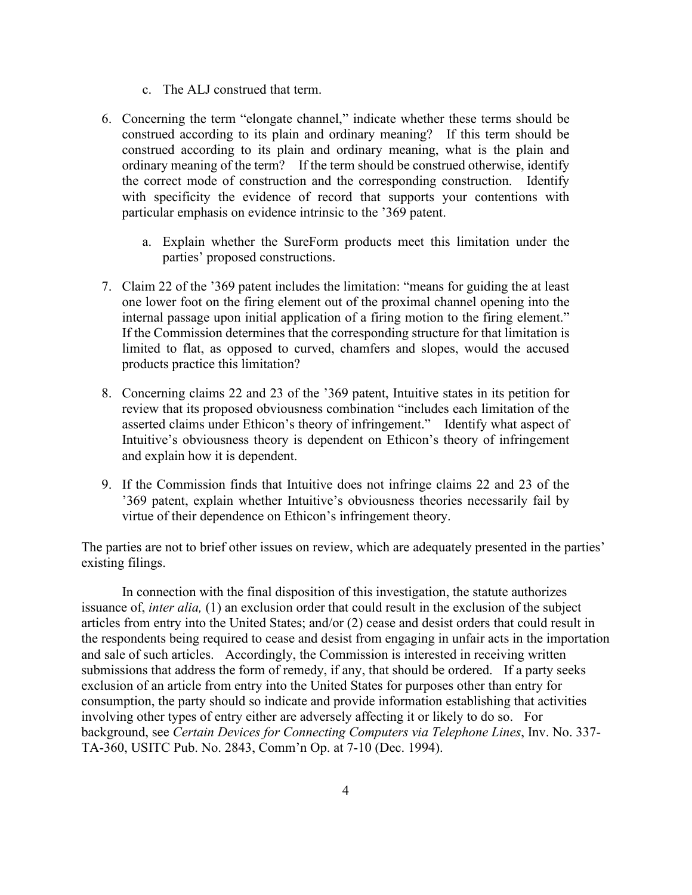c. The ALJ construed that term.

6. Concerning the term "elongate channel," indicate whether these terms should be construed according to its plain and ordinary meaning? If this term should be construed according to its plain and ordinary meaning, what is the plain and ordinary meaning of the term? If the term should be construed otherwise, identify the correct mode of construction and the corresponding construction. Identify with specificity the evidence of record that supports your contentions with particular emphasis on evidence intrinsic to the '369 patent.

   a. Explain whether the SureForm products meet this limitation under the parties' proposed constructions.

7. Claim 22 of the '369 patent includes the limitation: "means for guiding the at least one lower foot on the firing element out of the proximal channel opening into the internal passage upon initial application of a firing motion to the firing element." If the Commission determines that the corresponding structure for that limitation is limited to flat, as opposed to curved, chamfers and slopes, would the accused products practice this limitation?

8. Concerning claims 22 and 23 of the '369 patent, Intuitive states in its petition for review that its proposed obviousness combination "includes each limitation of the asserted claims under Ethicon's theory of infringement." Identify what aspect of Intuitive's obviousness theory is dependent on Ethicon's theory of infringement and explain how it is dependent.

9. If the Commission finds that Intuitive does not infringe claims 22 and 23 of the '369 patent, explain whether Intuitive's obviousness theories necessarily fail by virtue of their dependence on Ethicon's infringement theory.

The parties are not to brief other issues on review, which are adequately presented in the parties' existing filings.

In connection with the final disposition of this investigation, the statute authorizes issuance of, *inter alia,* (1) an exclusion order that could result in the exclusion of the subject articles from entry into the United States; and/or (2) cease and desist orders that could result in the respondents being required to cease and desist from engaging in unfair acts in the importation and sale of such articles. Accordingly, the Commission is interested in receiving written submissions that address the form of remedy, if any, that should be ordered. If a party seeks exclusion of an article from entry into the United States for purposes other than entry for consumption, the party should so indicate and provide information establishing that activities involving other types of entry either are adversely affecting it or likely to do so. For background, see *Certain Devices for Connecting Computers via Telephone Lines*, Inv. No. 337-TA-360, USITC Pub. No. 2843, Comm'n Op. at 7-10 (Dec. 1994).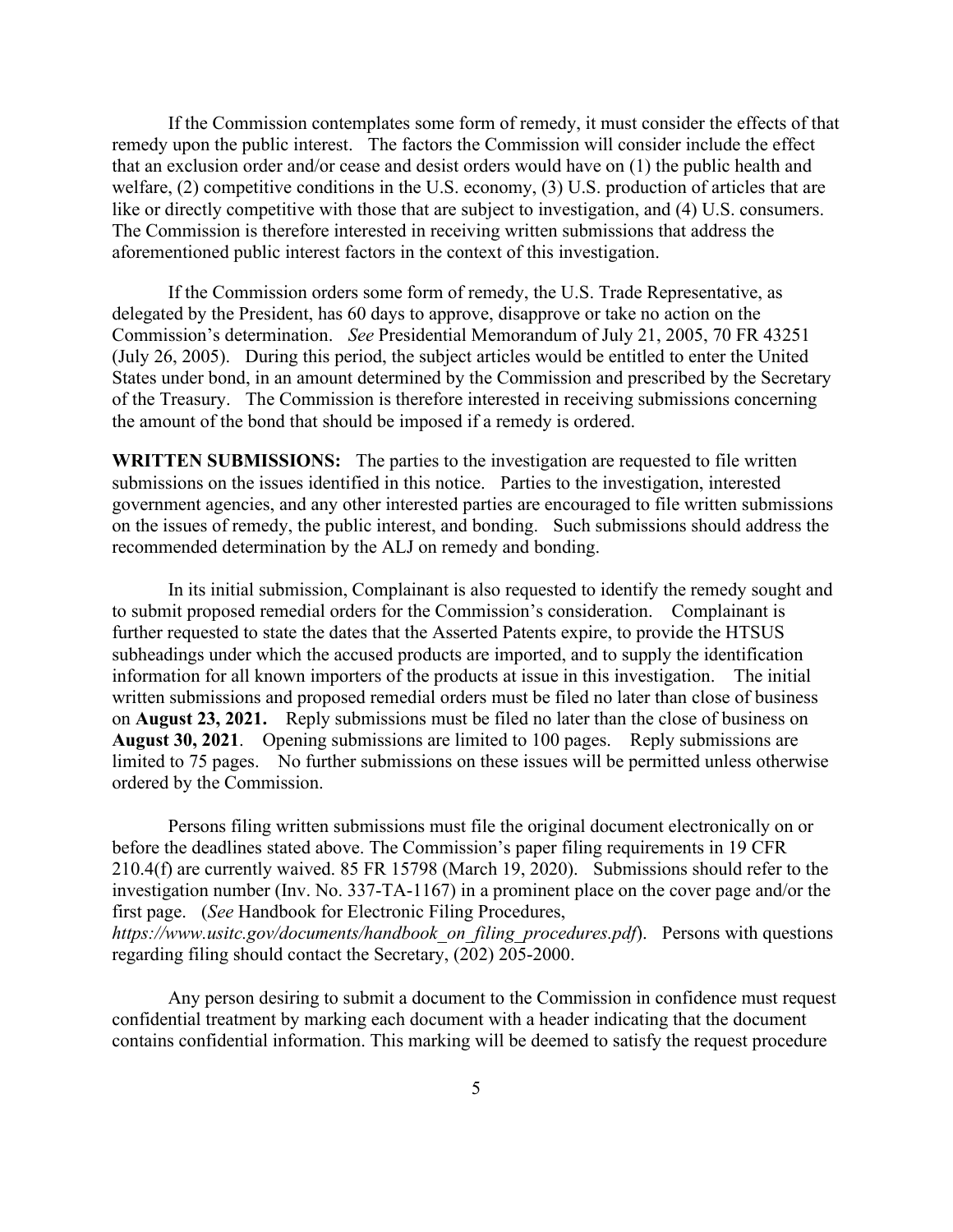If the Commission contemplates some form of remedy, it must consider the effects of that remedy upon the public interest. The factors the Commission will consider include the effect that an exclusion order and/or cease and desist orders would have on (1) the public health and welfare, (2) competitive conditions in the U.S. economy, (3) U.S. production of articles that are like or directly competitive with those that are subject to investigation, and (4) U.S. consumers. The Commission is therefore interested in receiving written submissions that address the aforementioned public interest factors in the context of this investigation.

If the Commission orders some form of remedy, the U.S. Trade Representative, as delegated by the President, has 60 days to approve, disapprove or take no action on the Commission's determination. *See* Presidential Memorandum of July 21, 2005, 70 FR 43251 (July 26, 2005). During this period, the subject articles would be entitled to enter the United States under bond, in an amount determined by the Commission and prescribed by the Secretary of the Treasury. The Commission is therefore interested in receiving submissions concerning the amount of the bond that should be imposed if a remedy is ordered.

**WRITTEN SUBMISSIONS:** The parties to the investigation are requested to file written submissions on the issues identified in this notice. Parties to the investigation, interested government agencies, and any other interested parties are encouraged to file written submissions on the issues of remedy, the public interest, and bonding. Such submissions should address the recommended determination by the ALJ on remedy and bonding.

In its initial submission, Complainant is also requested to identify the remedy sought and to submit proposed remedial orders for the Commission's consideration. Complainant is further requested to state the dates that the Asserted Patents expire, to provide the HTSUS subheadings under which the accused products are imported, and to supply the identification information for all known importers of the products at issue in this investigation. The initial written submissions and proposed remedial orders must be filed no later than close of business on **August 23, 2021.** Reply submissions must be filed no later than the close of business on **August 30, 2021**. Opening submissions are limited to 100 pages. Reply submissions are limited to 75 pages. No further submissions on these issues will be permitted unless otherwise ordered by the Commission.

Persons filing written submissions must file the original document electronically on or before the deadlines stated above. The Commission's paper filing requirements in 19 CFR 210.4(f) are currently waived. 85 FR 15798 (March 19, 2020). Submissions should refer to the investigation number (Inv. No. 337-TA-1167) in a prominent place on the cover page and/or the first page. (*See* Handbook for Electronic Filing Procedures, *https://www.usitc.gov/documents/handbook_on_filing_procedures.pdf*). Persons with questions regarding filing should contact the Secretary, (202) 205-2000.

Any person desiring to submit a document to the Commission in confidence must request confidential treatment by marking each document with a header indicating that the document contains confidential information. This marking will be deemed to satisfy the request procedure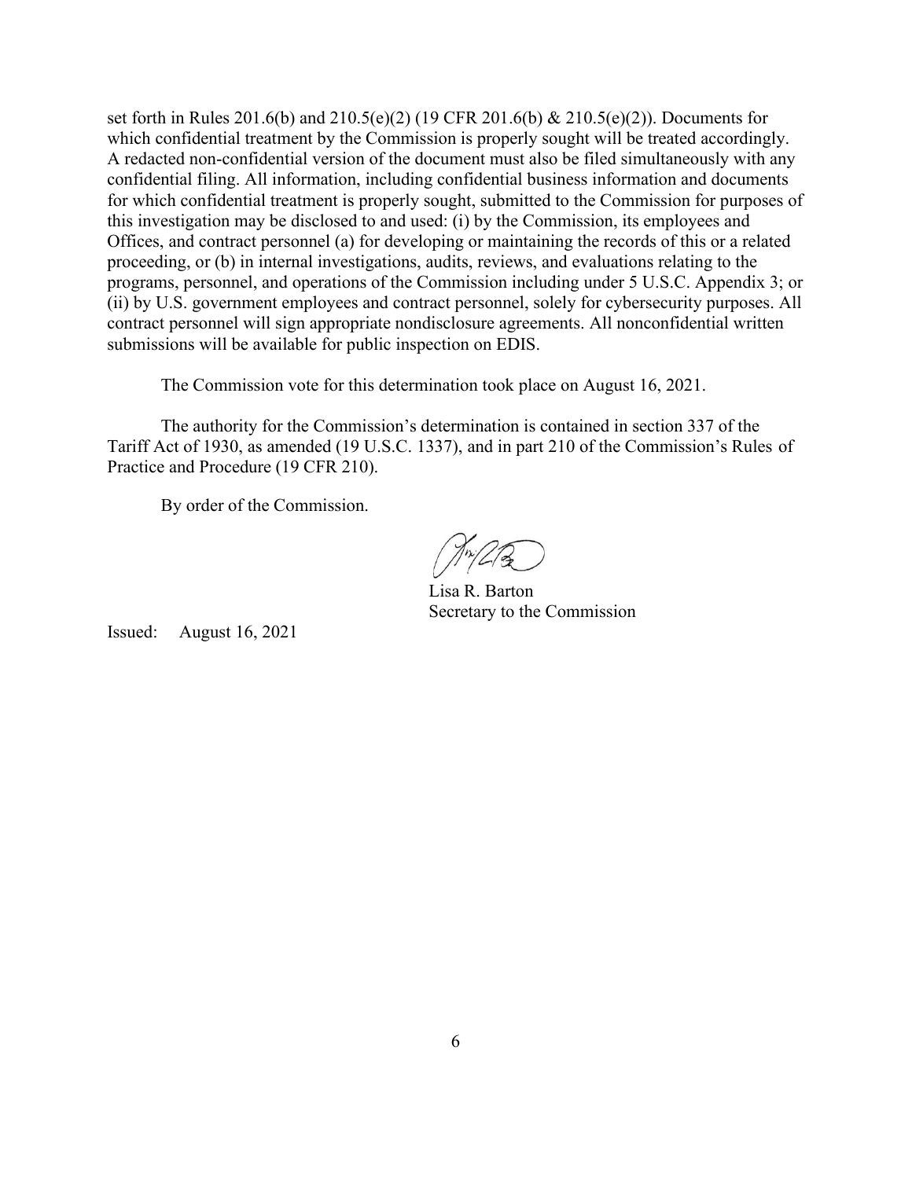set forth in Rules 201.6(b) and 210.5(e)(2) (19 CFR 201.6(b) & 210.5(e)(2)). Documents for which confidential treatment by the Commission is properly sought will be treated accordingly. A redacted non-confidential version of the document must also be filed simultaneously with any confidential filing. All information, including confidential business information and documents for which confidential treatment is properly sought, submitted to the Commission for purposes of this investigation may be disclosed to and used: (i) by the Commission, its employees and Offices, and contract personnel (a) for developing or maintaining the records of this or a related proceeding, or (b) in internal investigations, audits, reviews, and evaluations relating to the programs, personnel, and operations of the Commission including under 5 U.S.C. Appendix 3; or (ii) by U.S. government employees and contract personnel, solely for cybersecurity purposes. All contract personnel will sign appropriate nondisclosure agreements. All nonconfidential written submissions will be available for public inspection on EDIS.

The Commission vote for this determination took place on August 16, 2021.

The authority for the Commission's determination is contained in section 337 of the Tariff Act of 1930, as amended (19 U.S.C. 1337), and in part 210 of the Commission's Rules of Practice and Procedure (19 CFR 210).

By order of the Commission.

Lisa R. Barton
Secretary to the Commission

Issued: August 16, 2021